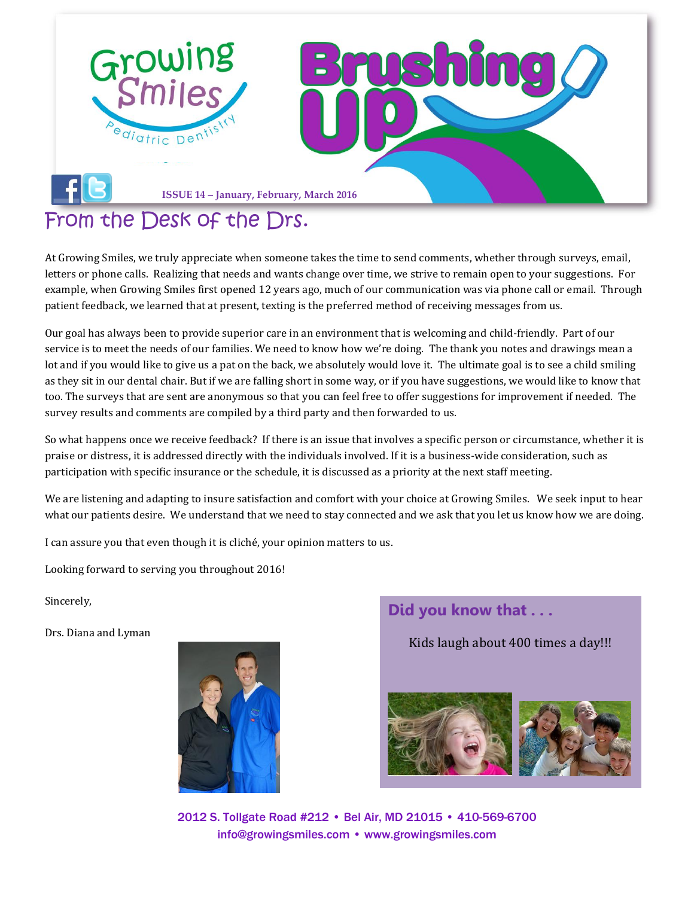# Growing Smiles Pediatric Dentistry — Brushing Up

ISSUE 14 – January, February, March 2016

## From the Desk of the Drs.

At Growing Smiles, we truly appreciate when someone takes the time to send comments, whether through surveys, email, letters or phone calls. Realizing that needs and wants change over time, we strive to remain open to your suggestions. For example, when Growing Smiles first opened 12 years ago, much of our communication was via phone call or email. Through patient feedback, we learned that at present, texting is the preferred method of receiving messages from us.

Our goal has always been to provide superior care in an environment that is welcoming and child-friendly. Part of our service is to meet the needs of our families. We need to know how we're doing. The thank you notes and drawings mean a lot and if you would like to give us a pat on the back, we absolutely would love it. The ultimate goal is to see a child smiling as they sit in our dental chair. But if we are falling short in some way, or if you have suggestions, we would like to know that too. The surveys that are sent are anonymous so that you can feel free to offer suggestions for improvement if needed. The survey results and comments are compiled by a third party and then forwarded to us.

So what happens once we receive feedback? If there is an issue that involves a specific person or circumstance, whether it is praise or distress, it is addressed directly with the individuals involved. If it is a business-wide consideration, such as participation with specific insurance or the schedule, it is discussed as a priority at the next staff meeting.

We are listening and adapting to insure satisfaction and comfort with your choice at Growing Smiles. We seek input to hear what our patients desire. We understand that we need to stay connected and we ask that you let us know how we are doing.

I can assure you that even though it is cliché, your opinion matters to us.

Looking forward to serving you throughout 2016!

Sincerely,

Drs. Diana and Lyman

### Did you know that . . .

Kids laugh about 400 times a day!!!

2012 S. Tollgate Road #212 • Bel Air, MD 21015 • 410-569-6700
info@growingsmiles.com • www.growingsmiles.com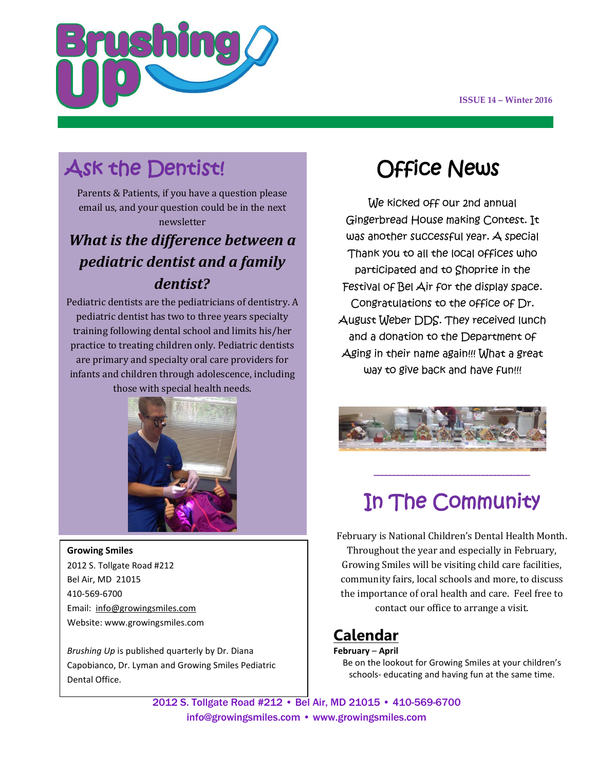# Brushing Up

**ISSUE 14 – Winter 2016**

## Ask the Dentist!

Parents & Patients, if you have a question please email us, and your question could be in the next newsletter

### *What is the difference between a pediatric dentist and a family dentist?*

Pediatric dentists are the pediatricians of dentistry. A pediatric dentist has two to three years specialty training following dental school and limits his/her practice to treating children only. Pediatric dentists are primary and specialty oral care providers for infants and children through adolescence, including those with special health needs.

**Growing Smiles**
2012 S. Tollgate Road #212
Bel Air, MD 21015
410-569-6700
Email: info@growingsmiles.com
Website: www.growingsmiles.com

*Brushing Up* is published quarterly by Dr. Diana Capobianco, Dr. Lyman and Growing Smiles Pediatric Dental Office.

## Office News

We kicked off our 2nd annual Gingerbread House making Contest. It was another successful year. A special Thank you to all the local offices who participated and to Shoprite in the Festival of Bel Air for the display space. Congratulations to the office of Dr. August Weber DDS. They received lunch and a donation to the Department of Aging in their name again!!! What a great way to give back and have fun!!!

## In The Community

February is National Children's Dental Health Month. Throughout the year and especially in February, Growing Smiles will be visiting child care facilities, community fairs, local schools and more, to discuss the importance of oral health and care. Feel free to contact our office to arrange a visit.

## Calendar

**February – April**

Be on the lookout for Growing Smiles at your children's schools- educating and having fun at the same time.

2012 S. Tollgate Road #212 • Bel Air, MD 21015 • 410-569-6700
info@growingsmiles.com • www.growingsmiles.com